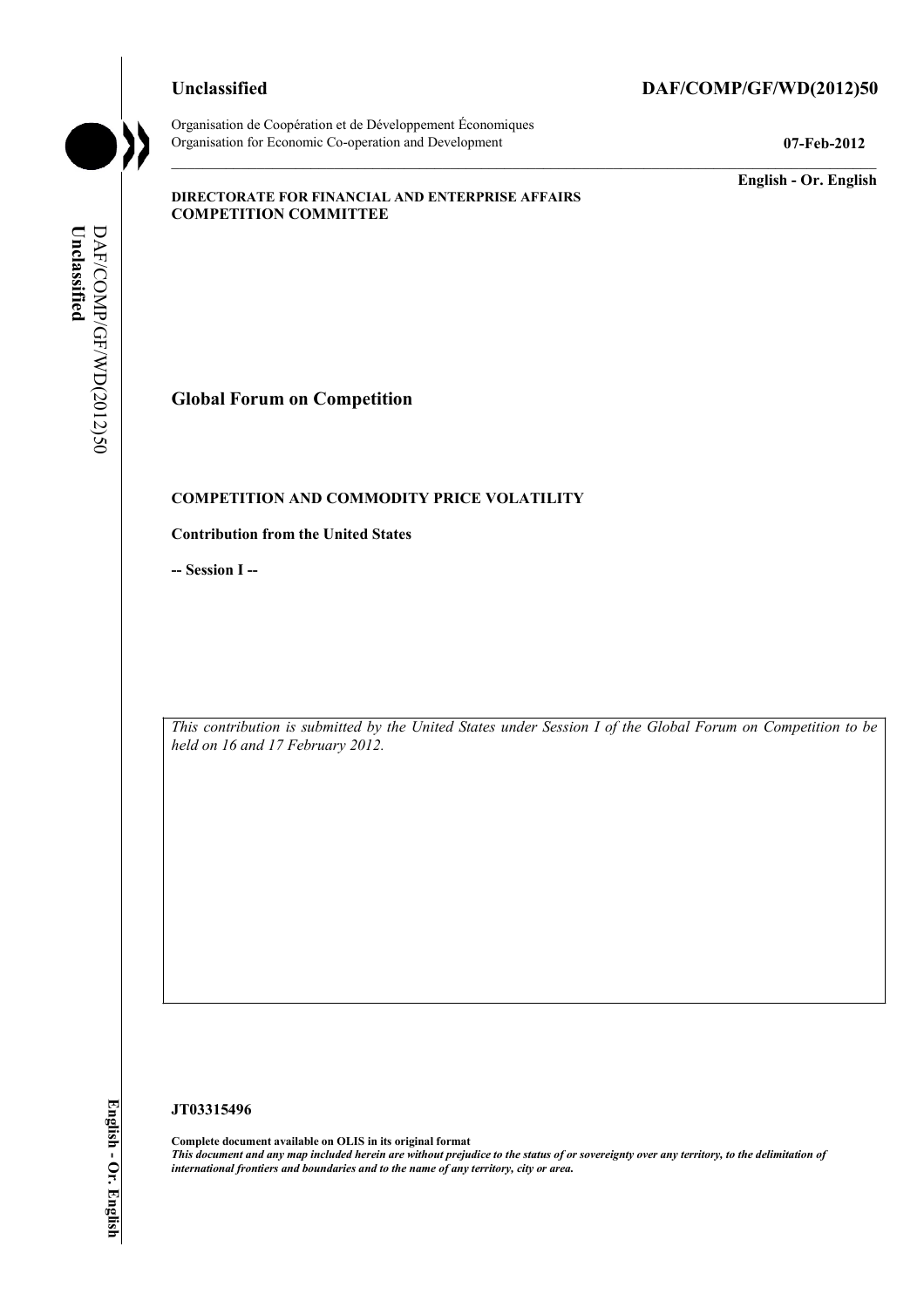**Unclassified** **DAF/COMP/GF/WD(2012)50**

Organisation de Coopération et de Développement Économiques
Organisation for Economic Co-operation and Development

**07-Feb-2012**

**English - Or. English**

**DIRECTORATE FOR FINANCIAL AND ENTERPRISE AFFAIRS**
**COMPETITION COMMITTEE**

# Global Forum on Competition

## COMPETITION AND COMMODITY PRICE VOLATILITY

**Contribution from the United States**

**-- Session I --**

*This contribution is submitted by the United States under Session I of the Global Forum on Competition to be held on 16 and 17 February 2012.*

**JT03315496**

**Complete document available on OLIS in its original format**
***This document and any map included herein are without prejudice to the status of or sovereignty over any territory, to the delimitation of international frontiers and boundaries and to the name of any territory, city or area.***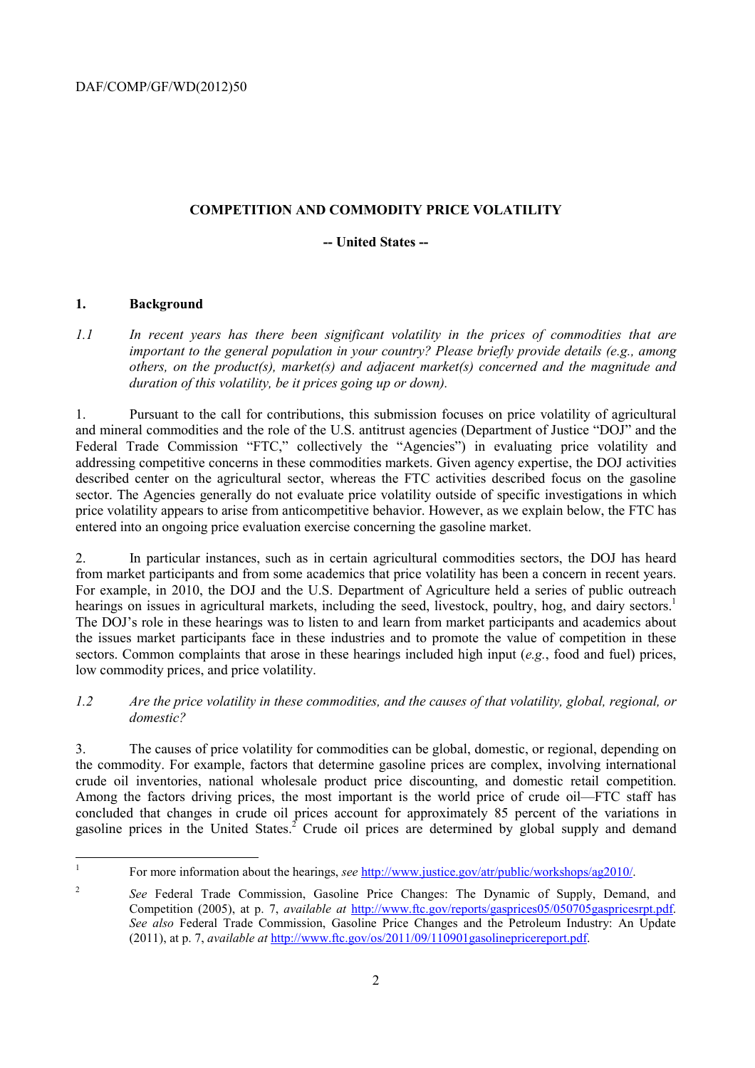## COMPETITION AND COMMODITY PRICE VOLATILITY

**-- United States --**

### 1. Background

*1.1 In recent years has there been significant volatility in the prices of commodities that are important to the general population in your country? Please briefly provide details (e.g., among others, on the product(s), market(s) and adjacent market(s) concerned and the magnitude and duration of this volatility, be it prices going up or down).*

1. Pursuant to the call for contributions, this submission focuses on price volatility of agricultural and mineral commodities and the role of the U.S. antitrust agencies (Department of Justice "DOJ" and the Federal Trade Commission "FTC," collectively the "Agencies") in evaluating price volatility and addressing competitive concerns in these commodities markets. Given agency expertise, the DOJ activities described center on the agricultural sector, whereas the FTC activities described focus on the gasoline sector. The Agencies generally do not evaluate price volatility outside of specific investigations in which price volatility appears to arise from anticompetitive behavior. However, as we explain below, the FTC has entered into an ongoing price evaluation exercise concerning the gasoline market.

2. In particular instances, such as in certain agricultural commodities sectors, the DOJ has heard from market participants and from some academics that price volatility has been a concern in recent years. For example, in 2010, the DOJ and the U.S. Department of Agriculture held a series of public outreach hearings on issues in agricultural markets, including the seed, livestock, poultry, hog, and dairy sectors.[1] The DOJ's role in these hearings was to listen to and learn from market participants and academics about the issues market participants face in these industries and to promote the value of competition in these sectors. Common complaints that arose in these hearings included high input (*e.g.*, food and fuel) prices, low commodity prices, and price volatility.

*1.2 Are the price volatility in these commodities, and the causes of that volatility, global, regional, or domestic?*

3. The causes of price volatility for commodities can be global, domestic, or regional, depending on the commodity. For example, factors that determine gasoline prices are complex, involving international crude oil inventories, national wholesale product price discounting, and domestic retail competition. Among the factors driving prices, the most important is the world price of crude oil—FTC staff has concluded that changes in crude oil prices account for approximately 85 percent of the variations in gasoline prices in the United States.[2] Crude oil prices are determined by global supply and demand

---

[1] For more information about the hearings, *see* http://www.justice.gov/atr/public/workshops/ag2010/.

[2] *See* Federal Trade Commission, Gasoline Price Changes: The Dynamic of Supply, Demand, and Competition (2005), at p. 7, *available at* http://www.ftc.gov/reports/gasprices05/050705gaspricesrpt.pdf. *See also* Federal Trade Commission, Gasoline Price Changes and the Petroleum Industry: An Update (2011), at p. 7, *available at* http://www.ftc.gov/os/2011/09/110901gasolinepricereport.pdf.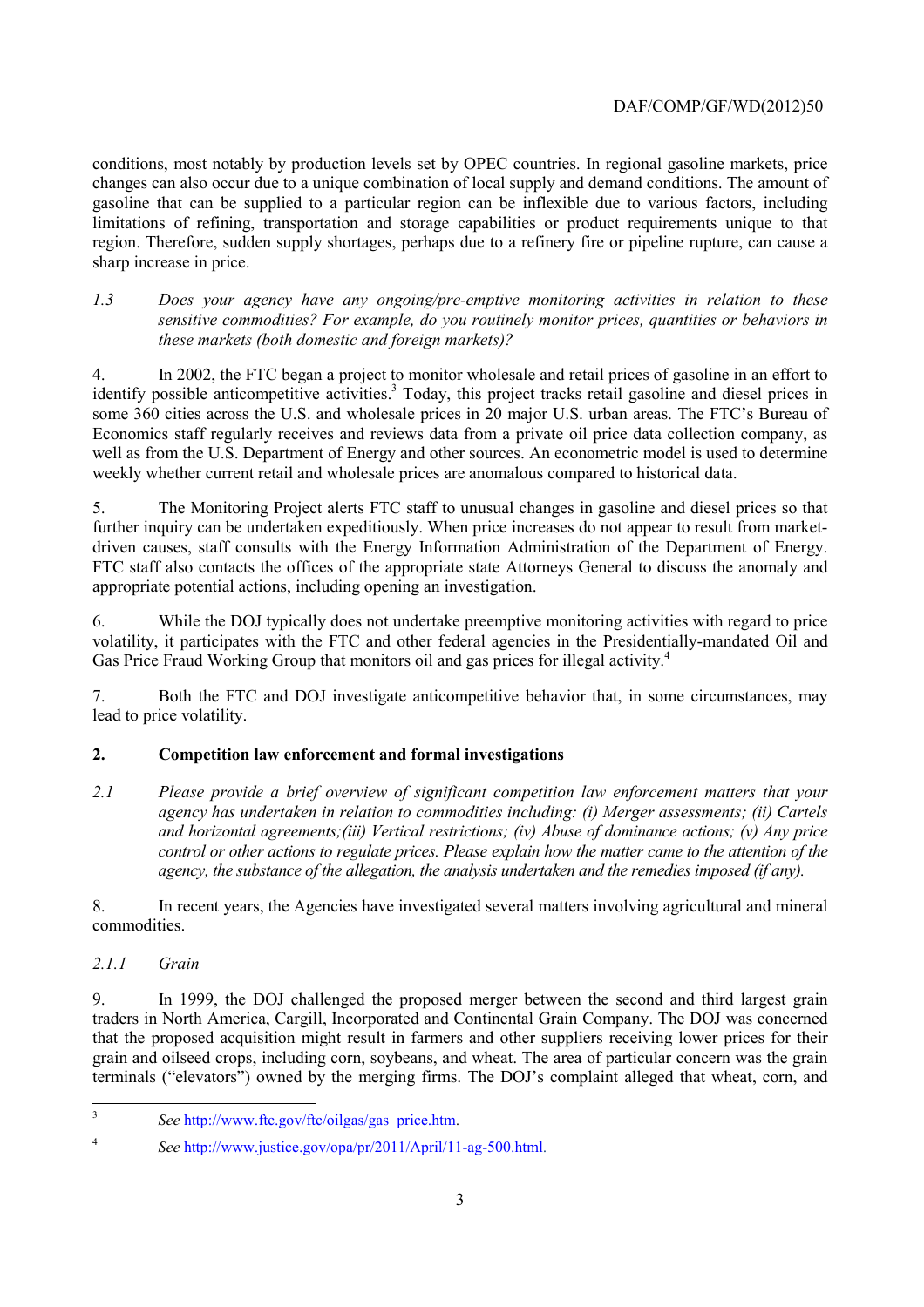conditions, most notably by production levels set by OPEC countries. In regional gasoline markets, price changes can also occur due to a unique combination of local supply and demand conditions. The amount of gasoline that can be supplied to a particular region can be inflexible due to various factors, including limitations of refining, transportation and storage capabilities or product requirements unique to that region. Therefore, sudden supply shortages, perhaps due to a refinery fire or pipeline rupture, can cause a sharp increase in price.

*1.3 Does your agency have any ongoing/pre-emptive monitoring activities in relation to these sensitive commodities? For example, do you routinely monitor prices, quantities or behaviors in these markets (both domestic and foreign markets)?*

4. In 2002, the FTC began a project to monitor wholesale and retail prices of gasoline in an effort to identify possible anticompetitive activities.[3] Today, this project tracks retail gasoline and diesel prices in some 360 cities across the U.S. and wholesale prices in 20 major U.S. urban areas. The FTC's Bureau of Economics staff regularly receives and reviews data from a private oil price data collection company, as well as from the U.S. Department of Energy and other sources. An econometric model is used to determine weekly whether current retail and wholesale prices are anomalous compared to historical data.

5. The Monitoring Project alerts FTC staff to unusual changes in gasoline and diesel prices so that further inquiry can be undertaken expeditiously. When price increases do not appear to result from market-driven causes, staff consults with the Energy Information Administration of the Department of Energy. FTC staff also contacts the offices of the appropriate state Attorneys General to discuss the anomaly and appropriate potential actions, including opening an investigation.

6. While the DOJ typically does not undertake preemptive monitoring activities with regard to price volatility, it participates with the FTC and other federal agencies in the Presidentially-mandated Oil and Gas Price Fraud Working Group that monitors oil and gas prices for illegal activity.[4]

7. Both the FTC and DOJ investigate anticompetitive behavior that, in some circumstances, may lead to price volatility.

## 2. Competition law enforcement and formal investigations

*2.1 Please provide a brief overview of significant competition law enforcement matters that your agency has undertaken in relation to commodities including: (i) Merger assessments; (ii) Cartels and horizontal agreements;(iii) Vertical restrictions; (iv) Abuse of dominance actions; (v) Any price control or other actions to regulate prices. Please explain how the matter came to the attention of the agency, the substance of the allegation, the analysis undertaken and the remedies imposed (if any).*

8. In recent years, the Agencies have investigated several matters involving agricultural and mineral commodities.

### *2.1.1 Grain*

9. In 1999, the DOJ challenged the proposed merger between the second and third largest grain traders in North America, Cargill, Incorporated and Continental Grain Company. The DOJ was concerned that the proposed acquisition might result in farmers and other suppliers receiving lower prices for their grain and oilseed crops, including corn, soybeans, and wheat. The area of particular concern was the grain terminals ("elevators") owned by the merging firms. The DOJ's complaint alleged that wheat, corn, and

---

[3] *See* http://www.ftc.gov/ftc/oilgas/gas_price.htm.

[4] *See* http://www.justice.gov/opa/pr/2011/April/11-ag-500.html.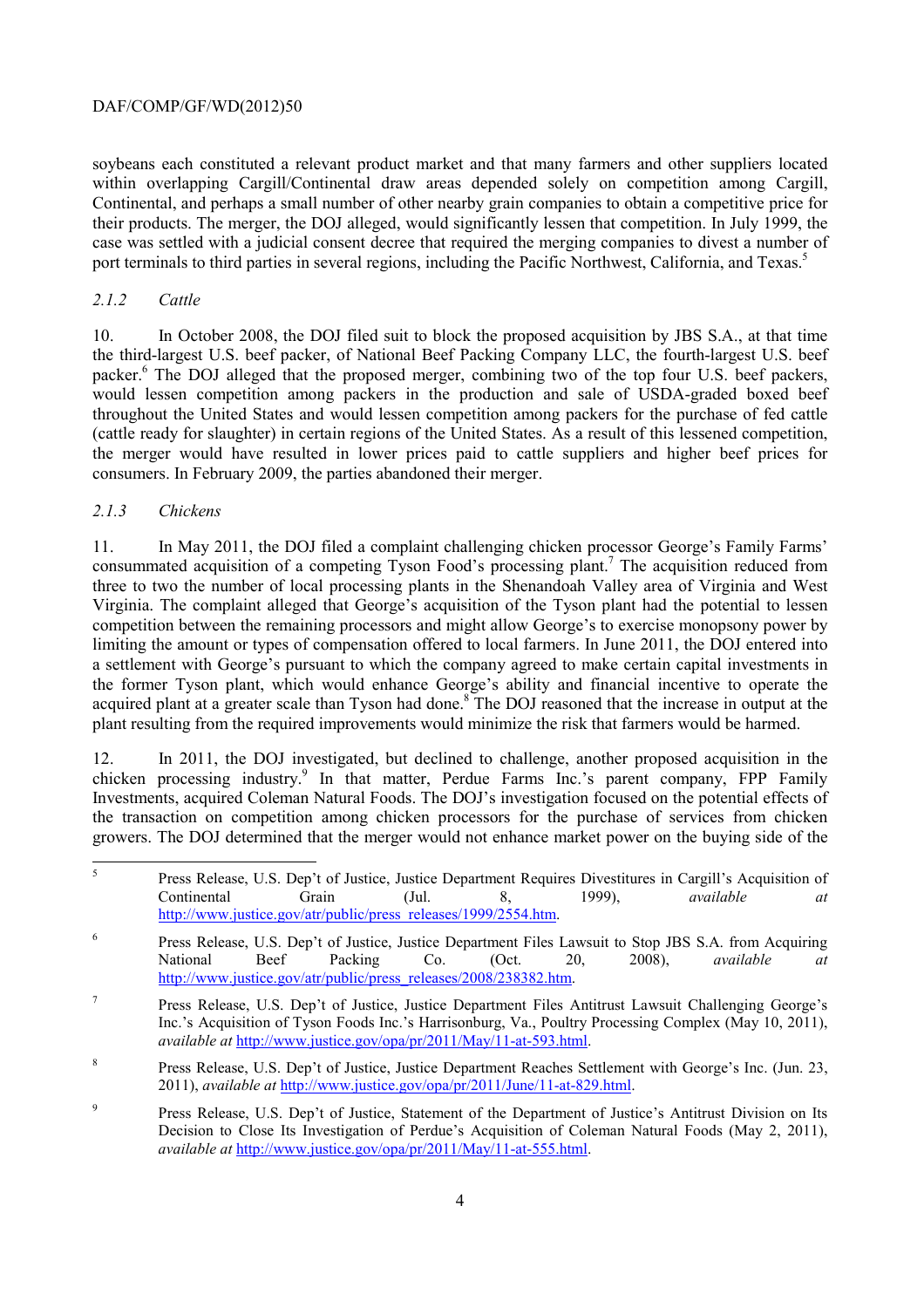soybeans each constituted a relevant product market and that many farmers and other suppliers located within overlapping Cargill/Continental draw areas depended solely on competition among Cargill, Continental, and perhaps a small number of other nearby grain companies to obtain a competitive price for their products. The merger, the DOJ alleged, would significantly lessen that competition. In July 1999, the case was settled with a judicial consent decree that required the merging companies to divest a number of port terminals to third parties in several regions, including the Pacific Northwest, California, and Texas.[5]

### *2.1.2 Cattle*

10. In October 2008, the DOJ filed suit to block the proposed acquisition by JBS S.A., at that time the third-largest U.S. beef packer, of National Beef Packing Company LLC, the fourth-largest U.S. beef packer.[6] The DOJ alleged that the proposed merger, combining two of the top four U.S. beef packers, would lessen competition among packers in the production and sale of USDA-graded boxed beef throughout the United States and would lessen competition among packers for the purchase of fed cattle (cattle ready for slaughter) in certain regions of the United States. As a result of this lessened competition, the merger would have resulted in lower prices paid to cattle suppliers and higher beef prices for consumers. In February 2009, the parties abandoned their merger.

### *2.1.3 Chickens*

11. In May 2011, the DOJ filed a complaint challenging chicken processor George's Family Farms' consummated acquisition of a competing Tyson Food's processing plant.[7] The acquisition reduced from three to two the number of local processing plants in the Shenandoah Valley area of Virginia and West Virginia. The complaint alleged that George's acquisition of the Tyson plant had the potential to lessen competition between the remaining processors and might allow George's to exercise monopsony power by limiting the amount or types of compensation offered to local farmers. In June 2011, the DOJ entered into a settlement with George's pursuant to which the company agreed to make certain capital investments in the former Tyson plant, which would enhance George's ability and financial incentive to operate the acquired plant at a greater scale than Tyson had done.[8] The DOJ reasoned that the increase in output at the plant resulting from the required improvements would minimize the risk that farmers would be harmed.

12. In 2011, the DOJ investigated, but declined to challenge, another proposed acquisition in the chicken processing industry.[9] In that matter, Perdue Farms Inc.'s parent company, FPP Family Investments, acquired Coleman Natural Foods. The DOJ's investigation focused on the potential effects of the transaction on competition among chicken processors for the purchase of services from chicken growers. The DOJ determined that the merger would not enhance market power on the buying side of the

---

[5] Press Release, U.S. Dep't of Justice, Justice Department Requires Divestitures in Cargill's Acquisition of Continental Grain (Jul. 8, 1999), *available at* http://www.justice.gov/atr/public/press_releases/1999/2554.htm.

[6] Press Release, U.S. Dep't of Justice, Justice Department Files Lawsuit to Stop JBS S.A. from Acquiring National Beef Packing Co. (Oct. 20, 2008), *available at* http://www.justice.gov/atr/public/press_releases/2008/238382.htm.

[7] Press Release, U.S. Dep't of Justice, Justice Department Files Antitrust Lawsuit Challenging George's Inc.'s Acquisition of Tyson Foods Inc.'s Harrisonburg, Va., Poultry Processing Complex (May 10, 2011), *available at* http://www.justice.gov/opa/pr/2011/May/11-at-593.html.

[8] Press Release, U.S. Dep't of Justice, Justice Department Reaches Settlement with George's Inc. (Jun. 23, 2011), *available at* http://www.justice.gov/opa/pr/2011/June/11-at-829.html.

[9] Press Release, U.S. Dep't of Justice, Statement of the Department of Justice's Antitrust Division on Its Decision to Close Its Investigation of Perdue's Acquisition of Coleman Natural Foods (May 2, 2011), *available at* http://www.justice.gov/opa/pr/2011/May/11-at-555.html.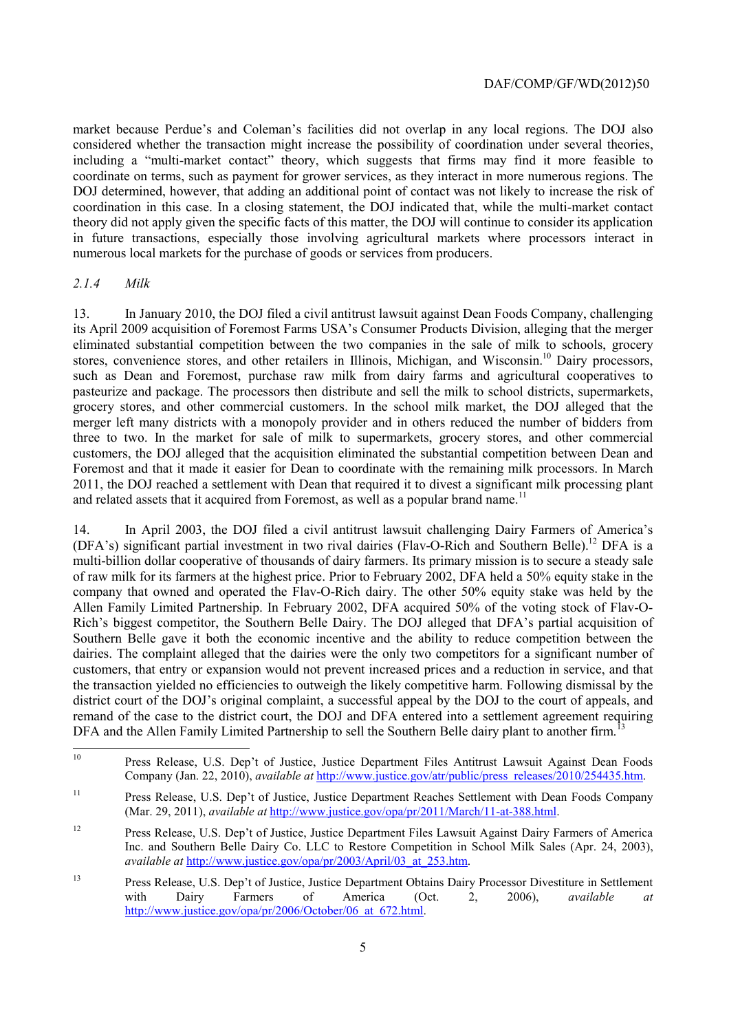market because Perdue's and Coleman's facilities did not overlap in any local regions. The DOJ also considered whether the transaction might increase the possibility of coordination under several theories, including a "multi-market contact" theory, which suggests that firms may find it more feasible to coordinate on terms, such as payment for grower services, as they interact in more numerous regions. The DOJ determined, however, that adding an additional point of contact was not likely to increase the risk of coordination in this case. In a closing statement, the DOJ indicated that, while the multi-market contact theory did not apply given the specific facts of this matter, the DOJ will continue to consider its application in future transactions, especially those involving agricultural markets where processors interact in numerous local markets for the purchase of goods or services from producers.

#### *2.1.4 Milk*

13. In January 2010, the DOJ filed a civil antitrust lawsuit against Dean Foods Company, challenging its April 2009 acquisition of Foremost Farms USA's Consumer Products Division, alleging that the merger eliminated substantial competition between the two companies in the sale of milk to schools, grocery stores, convenience stores, and other retailers in Illinois, Michigan, and Wisconsin.[10] Dairy processors, such as Dean and Foremost, purchase raw milk from dairy farms and agricultural cooperatives to pasteurize and package. The processors then distribute and sell the milk to school districts, supermarkets, grocery stores, and other commercial customers. In the school milk market, the DOJ alleged that the merger left many districts with a monopoly provider and in others reduced the number of bidders from three to two. In the market for sale of milk to supermarkets, grocery stores, and other commercial customers, the DOJ alleged that the acquisition eliminated the substantial competition between Dean and Foremost and that it made it easier for Dean to coordinate with the remaining milk processors. In March 2011, the DOJ reached a settlement with Dean that required it to divest a significant milk processing plant and related assets that it acquired from Foremost, as well as a popular brand name.[11]

14. In April 2003, the DOJ filed a civil antitrust lawsuit challenging Dairy Farmers of America's (DFA's) significant partial investment in two rival dairies (Flav-O-Rich and Southern Belle).[12] DFA is a multi-billion dollar cooperative of thousands of dairy farmers. Its primary mission is to secure a steady sale of raw milk for its farmers at the highest price. Prior to February 2002, DFA held a 50% equity stake in the company that owned and operated the Flav-O-Rich dairy. The other 50% equity stake was held by the Allen Family Limited Partnership. In February 2002, DFA acquired 50% of the voting stock of Flav-O-Rich's biggest competitor, the Southern Belle Dairy. The DOJ alleged that DFA's partial acquisition of Southern Belle gave it both the economic incentive and the ability to reduce competition between the dairies. The complaint alleged that the dairies were the only two competitors for a significant number of customers, that entry or expansion would not prevent increased prices and a reduction in service, and that the transaction yielded no efficiencies to outweigh the likely competitive harm. Following dismissal by the district court of the DOJ's original complaint, a successful appeal by the DOJ to the court of appeals, and remand of the case to the district court, the DOJ and DFA entered into a settlement agreement requiring DFA and the Allen Family Limited Partnership to sell the Southern Belle dairy plant to another firm.[13]

---

[10] Press Release, U.S. Dep't of Justice, Justice Department Files Antitrust Lawsuit Against Dean Foods Company (Jan. 22, 2010), *available at* http://www.justice.gov/atr/public/press_releases/2010/254435.htm.

[11] Press Release, U.S. Dep't of Justice, Justice Department Reaches Settlement with Dean Foods Company (Mar. 29, 2011), *available at* http://www.justice.gov/opa/pr/2011/March/11-at-388.html.

[12] Press Release, U.S. Dep't of Justice, Justice Department Files Lawsuit Against Dairy Farmers of America Inc. and Southern Belle Dairy Co. LLC to Restore Competition in School Milk Sales (Apr. 24, 2003), *available at* http://www.justice.gov/opa/pr/2003/April/03_at_253.htm.

[13] Press Release, U.S. Dep't of Justice, Justice Department Obtains Dairy Processor Divestiture in Settlement with Dairy Farmers of America (Oct. 2, 2006), *available at* http://www.justice.gov/opa/pr/2006/October/06_at_672.html.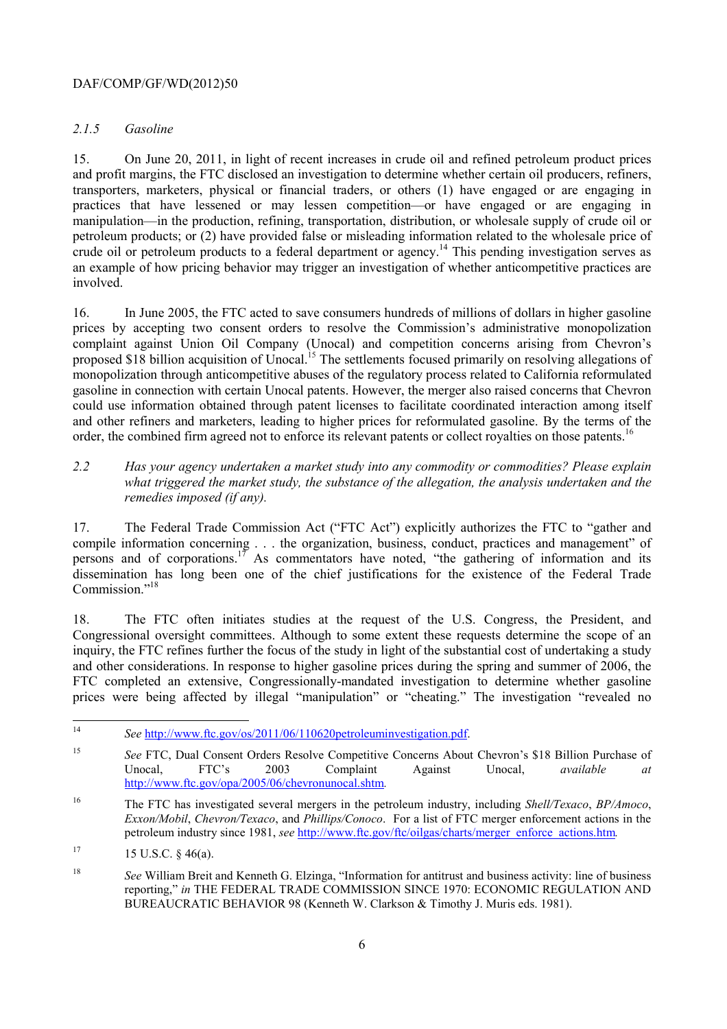*2.1.5 Gasoline*

15. On June 20, 2011, in light of recent increases in crude oil and refined petroleum product prices and profit margins, the FTC disclosed an investigation to determine whether certain oil producers, refiners, transporters, marketers, physical or financial traders, or others (1) have engaged or are engaging in practices that have lessened or may lessen competition—or have engaged or are engaging in manipulation—in the production, refining, transportation, distribution, or wholesale supply of crude oil or petroleum products; or (2) have provided false or misleading information related to the wholesale price of crude oil or petroleum products to a federal department or agency.[14] This pending investigation serves as an example of how pricing behavior may trigger an investigation of whether anticompetitive practices are involved.

16. In June 2005, the FTC acted to save consumers hundreds of millions of dollars in higher gasoline prices by accepting two consent orders to resolve the Commission's administrative monopolization complaint against Union Oil Company (Unocal) and competition concerns arising from Chevron's proposed $18 billion acquisition of Unocal.[15] The settlements focused primarily on resolving allegations of monopolization through anticompetitive abuses of the regulatory process related to California reformulated gasoline in connection with certain Unocal patents. However, the merger also raised concerns that Chevron could use information obtained through patent licenses to facilitate coordinated interaction among itself and other refiners and marketers, leading to higher prices for reformulated gasoline. By the terms of the order, the combined firm agreed not to enforce its relevant patents or collect royalties on those patents.[16]

*2.2 Has your agency undertaken a market study into any commodity or commodities? Please explain what triggered the market study, the substance of the allegation, the analysis undertaken and the remedies imposed (if any).*

17. The Federal Trade Commission Act ("FTC Act") explicitly authorizes the FTC to "gather and compile information concerning . . . the organization, business, conduct, practices and management" of persons and of corporations.[17] As commentators have noted, "the gathering of information and its dissemination has long been one of the chief justifications for the existence of the Federal Trade Commission."[18]

18. The FTC often initiates studies at the request of the U.S. Congress, the President, and Congressional oversight committees. Although to some extent these requests determine the scope of an inquiry, the FTC refines further the focus of the study in light of the substantial cost of undertaking a study and other considerations. In response to higher gasoline prices during the spring and summer of 2006, the FTC completed an extensive, Congressionally-mandated investigation to determine whether gasoline prices were being affected by illegal "manipulation" or "cheating." The investigation "revealed no

---

[14] *See* http://www.ftc.gov/os/2011/06/110620petroleuminvestigation.pdf.

[15] *See* FTC, Dual Consent Orders Resolve Competitive Concerns About Chevron's $18 Billion Purchase of Unocal, FTC's 2003 Complaint Against Unocal, *available at* http://www.ftc.gov/opa/2005/06/chevronunocal.shtm.

[16] The FTC has investigated several mergers in the petroleum industry, including *Shell/Texaco*, *BP/Amoco*, *Exxon/Mobil*, *Chevron/Texaco*, and *Phillips/Conoco*. For a list of FTC merger enforcement actions in the petroleum industry since 1981, *see* http://www.ftc.gov/ftc/oilgas/charts/merger_enforce_actions.htm.

[17] 15 U.S.C. § 46(a).

[18] *See* William Breit and Kenneth G. Elzinga, "Information for antitrust and business activity: line of business reporting," *in* THE FEDERAL TRADE COMMISSION SINCE 1970: ECONOMIC REGULATION AND BUREAUCRATIC BEHAVIOR 98 (Kenneth W. Clarkson & Timothy J. Muris eds. 1981).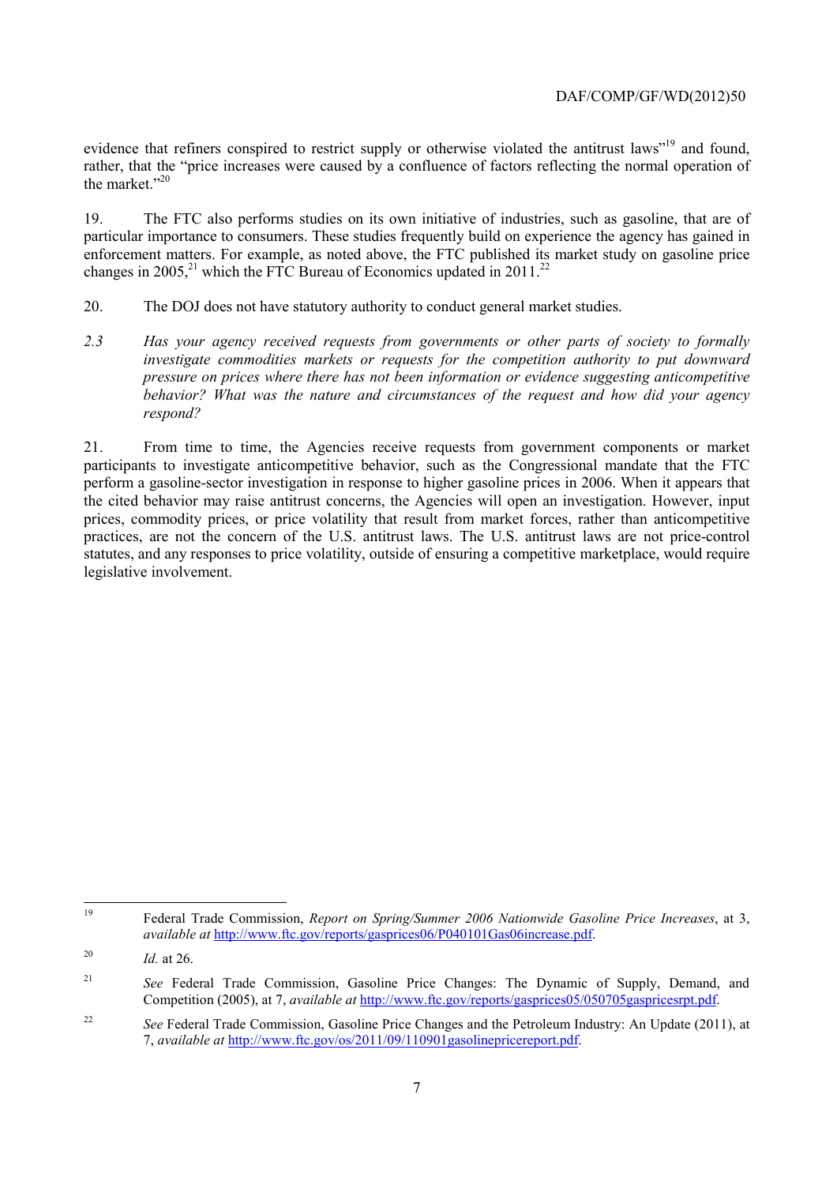evidence that refiners conspired to restrict supply or otherwise violated the antitrust laws"[19] and found, rather, that the "price increases were caused by a confluence of factors reflecting the normal operation of the market."[20]

19. The FTC also performs studies on its own initiative of industries, such as gasoline, that are of particular importance to consumers. These studies frequently build on experience the agency has gained in enforcement matters. For example, as noted above, the FTC published its market study on gasoline price changes in 2005,[21] which the FTC Bureau of Economics updated in 2011.[22]

20. The DOJ does not have statutory authority to conduct general market studies.

*2.3 Has your agency received requests from governments or other parts of society to formally investigate commodities markets or requests for the competition authority to put downward pressure on prices where there has not been information or evidence suggesting anticompetitive behavior? What was the nature and circumstances of the request and how did your agency respond?*

21. From time to time, the Agencies receive requests from government components or market participants to investigate anticompetitive behavior, such as the Congressional mandate that the FTC perform a gasoline-sector investigation in response to higher gasoline prices in 2006. When it appears that the cited behavior may raise antitrust concerns, the Agencies will open an investigation. However, input prices, commodity prices, or price volatility that result from market forces, rather than anticompetitive practices, are not the concern of the U.S. antitrust laws. The U.S. antitrust laws are not price-control statutes, and any responses to price volatility, outside of ensuring a competitive marketplace, would require legislative involvement.

---

[19] Federal Trade Commission, *Report on Spring/Summer 2006 Nationwide Gasoline Price Increases*, at 3, *available at* http://www.ftc.gov/reports/gasprices06/P040101Gas06increase.pdf.

[20] *Id.* at 26.

[21] *See* Federal Trade Commission, Gasoline Price Changes: The Dynamic of Supply, Demand, and Competition (2005), at 7, *available at* http://www.ftc.gov/reports/gasprices05/050705gaspricesrpt.pdf.

[22] *See* Federal Trade Commission, Gasoline Price Changes and the Petroleum Industry: An Update (2011), at 7, *available at* http://www.ftc.gov/os/2011/09/110901gasolinepricereport.pdf.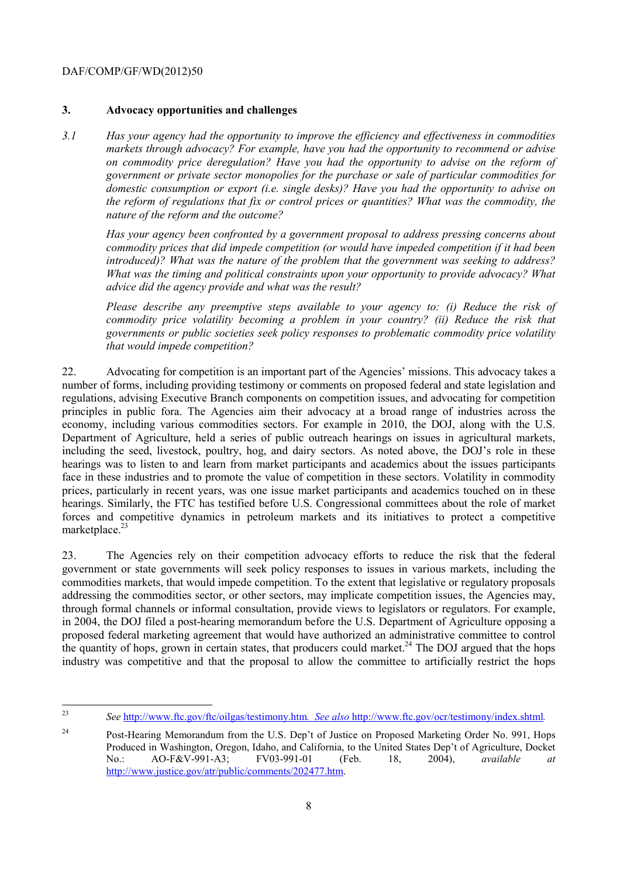## 3. Advocacy opportunities and challenges

*3.1 Has your agency had the opportunity to improve the efficiency and effectiveness in commodities markets through advocacy? For example, have you had the opportunity to recommend or advise on commodity price deregulation? Have you had the opportunity to advise on the reform of government or private sector monopolies for the purchase or sale of particular commodities for domestic consumption or export (i.e. single desks)? Have you had the opportunity to advise on the reform of regulations that fix or control prices or quantities? What was the commodity, the nature of the reform and the outcome?*

*Has your agency been confronted by a government proposal to address pressing concerns about commodity prices that did impede competition (or would have impeded competition if it had been introduced)? What was the nature of the problem that the government was seeking to address? What was the timing and political constraints upon your opportunity to provide advocacy? What advice did the agency provide and what was the result?*

*Please describe any preemptive steps available to your agency to: (i) Reduce the risk of commodity price volatility becoming a problem in your country? (ii) Reduce the risk that governments or public societies seek policy responses to problematic commodity price volatility that would impede competition?*

22. Advocating for competition is an important part of the Agencies' missions. This advocacy takes a number of forms, including providing testimony or comments on proposed federal and state legislation and regulations, advising Executive Branch components on competition issues, and advocating for competition principles in public fora. The Agencies aim their advocacy at a broad range of industries across the economy, including various commodities sectors. For example in 2010, the DOJ, along with the U.S. Department of Agriculture, held a series of public outreach hearings on issues in agricultural markets, including the seed, livestock, poultry, hog, and dairy sectors. As noted above, the DOJ's role in these hearings was to listen to and learn from market participants and academics about the issues participants face in these industries and to promote the value of competition in these sectors. Volatility in commodity prices, particularly in recent years, was one issue market participants and academics touched on in these hearings. Similarly, the FTC has testified before U.S. Congressional committees about the role of market forces and competitive dynamics in petroleum markets and its initiatives to protect a competitive marketplace.[23]

23. The Agencies rely on their competition advocacy efforts to reduce the risk that the federal government or state governments will seek policy responses to issues in various markets, including the commodities markets, that would impede competition. To the extent that legislative or regulatory proposals addressing the commodities sector, or other sectors, may implicate competition issues, the Agencies may, through formal channels or informal consultation, provide views to legislators or regulators. For example, in 2004, the DOJ filed a post-hearing memorandum before the U.S. Department of Agriculture opposing a proposed federal marketing agreement that would have authorized an administrative committee to control the quantity of hops, grown in certain states, that producers could market.[24] The DOJ argued that the hops industry was competitive and that the proposal to allow the committee to artificially restrict the hops

---

[23] *See* http://www.ftc.gov/ftc/oilgas/testimony.htm. *See also* http://www.ftc.gov/ocr/testimony/index.shtml.

[24] Post-Hearing Memorandum from the U.S. Dep't of Justice on Proposed Marketing Order No. 991, Hops Produced in Washington, Oregon, Idaho, and California, to the United States Dep't of Agriculture, Docket No.: AO-F&V-991-A3; FV03-991-01 (Feb. 18, 2004), *available at* http://www.justice.gov/atr/public/comments/202477.htm.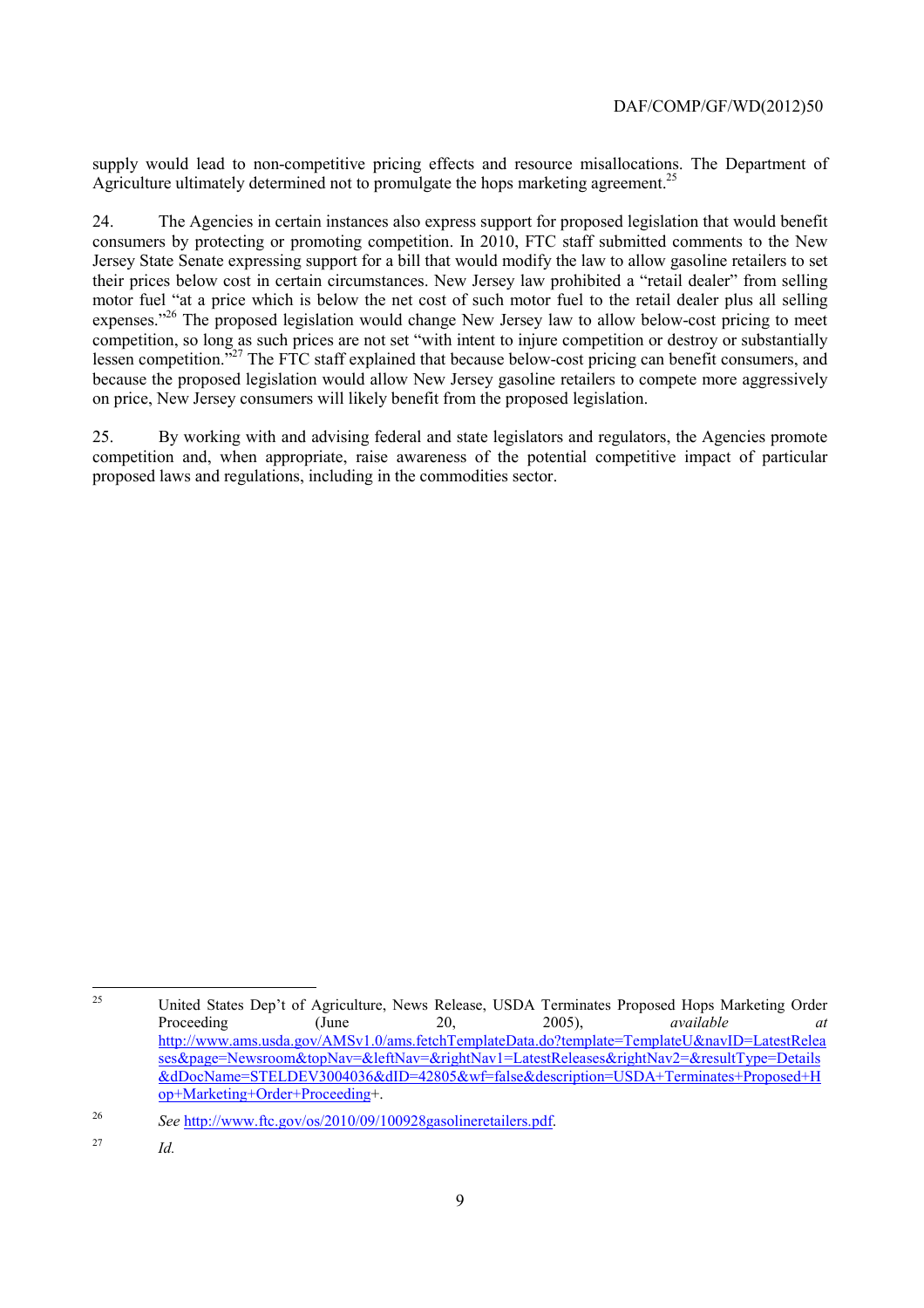supply would lead to non-competitive pricing effects and resource misallocations. The Department of Agriculture ultimately determined not to promulgate the hops marketing agreement.[25]

24. The Agencies in certain instances also express support for proposed legislation that would benefit consumers by protecting or promoting competition. In 2010, FTC staff submitted comments to the New Jersey State Senate expressing support for a bill that would modify the law to allow gasoline retailers to set their prices below cost in certain circumstances. New Jersey law prohibited a "retail dealer" from selling motor fuel "at a price which is below the net cost of such motor fuel to the retail dealer plus all selling expenses."[26] The proposed legislation would change New Jersey law to allow below-cost pricing to meet competition, so long as such prices are not set "with intent to injure competition or destroy or substantially lessen competition."[27] The FTC staff explained that because below-cost pricing can benefit consumers, and because the proposed legislation would allow New Jersey gasoline retailers to compete more aggressively on price, New Jersey consumers will likely benefit from the proposed legislation.

25. By working with and advising federal and state legislators and regulators, the Agencies promote competition and, when appropriate, raise awareness of the potential competitive impact of particular proposed laws and regulations, including in the commodities sector.

---

[25] United States Dep't of Agriculture, News Release, USDA Terminates Proposed Hops Marketing Order Proceeding (June 20, 2005), *available at* http://www.ams.usda.gov/AMSv1.0/ams.fetchTemplateData.do?template=TemplateU&navID=LatestReleases&page=Newsroom&topNav=&leftNav=&rightNav1=LatestReleases&rightNav2=&resultType=Details&dDocName=STELDEV3004036&dID=42805&wf=false&description=USDA+Terminates+Proposed+Hop+Marketing+Order+Proceeding+.

[26] *See* http://www.ftc.gov/os/2010/09/100928gasolineretailers.pdf.

[27] *Id.*